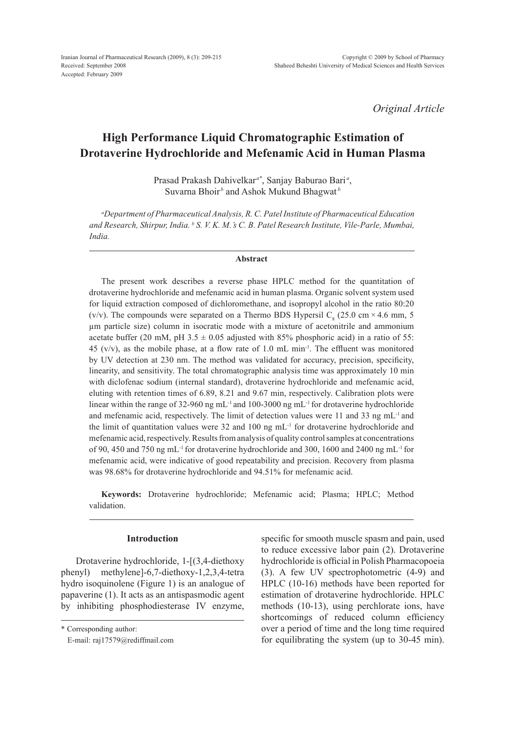Received: September 2008
Accepted: February 2009

*Original Article*

# High Performance Liquid Chromatographic Estimation of Drotaverine Hydrochloride and Mefenamic Acid in Human Plasma

Prasad Prakash Dahivelkar[a*], Sanjay Baburao Bari[a], Suvarna Bhoir[b] and Ashok Mukund Bhagwat[b]

[a]*Department of Pharmaceutical Analysis, R. C. Patel Institute of Pharmaceutical Education and Research, Shirpur, India.* [b] *S. V. K. M.'s C. B. Patel Research Institute, Vile-Parle, Mumbai, India.*

## Abstract

The present work describes a reverse phase HPLC method for the quantitation of drotaverine hydrochloride and mefenamic acid in human plasma. Organic solvent system used for liquid extraction composed of dichloromethane, and isopropyl alcohol in the ratio 80:20 (v/v). The compounds were separated on a Thermo BDS Hypersil $C_8$ (25.0 cm × 4.6 mm, 5 µm particle size) column in isocratic mode with a mixture of acetonitrile and ammonium acetate buffer (20 mM, pH 3.5 ± 0.05 adjusted with 85% phosphoric acid) in a ratio of 55: 45 (v/v), as the mobile phase, at a flow rate of 1.0 mL $min^{-1}$. The effluent was monitored by UV detection at 230 nm. The method was validated for accuracy, precision, specificity, linearity, and sensitivity. The total chromatographic analysis time was approximately 10 min with diclofenac sodium (internal standard), drotaverine hydrochloride and mefenamic acid, eluting with retention times of 6.89, 8.21 and 9.67 min, respectively. Calibration plots were linear within the range of 32-960 ng $mL^{-1}$ and 100-3000 ng $mL^{-1}$ for drotaverine hydrochloride and mefenamic acid, respectively. The limit of detection values were 11 and 33 ng $mL^{-1}$ and the limit of quantitation values were 32 and 100 ng $mL^{-1}$ for drotaverine hydrochloride and mefenamic acid, respectively. Results from analysis of quality control samples at concentrations of 90, 450 and 750 ng $mL^{-1}$ for drotaverine hydrochloride and 300, 1600 and 2400 ng $mL^{-1}$ for mefenamic acid, were indicative of good repeatability and precision. Recovery from plasma was 98.68% for drotaverine hydrochloride and 94.51% for mefenamic acid.

**Keywords:** Drotaverine hydrochloride; Mefenamic acid; Plasma; HPLC; Method validation.

## Introduction

Drotaverine hydrochloride, 1-[(3,4-diethoxy phenyl) methylene]-6,7-diethoxy-1,2,3,4-tetra hydro isoquinolene (Figure 1) is an analogue of papaverine (1). It acts as an antispasmodic agent by inhibiting phosphodiesterase IV enzyme, specific for smooth muscle spasm and pain, used to reduce excessive labor pain (2). Drotaverine hydrochloride is official in Polish Pharmacopoeia (3). A few UV spectrophotometric (4-9) and HPLC (10-16) methods have been reported for estimation of drotaverine hydrochloride. HPLC methods (10-13), using perchlorate ions, have shortcomings of reduced column efficiency over a period of time and the long time required for equilibrating the system (up to 30-45 min).

\* Corresponding author:
E-mail: raj17579@rediffmail.com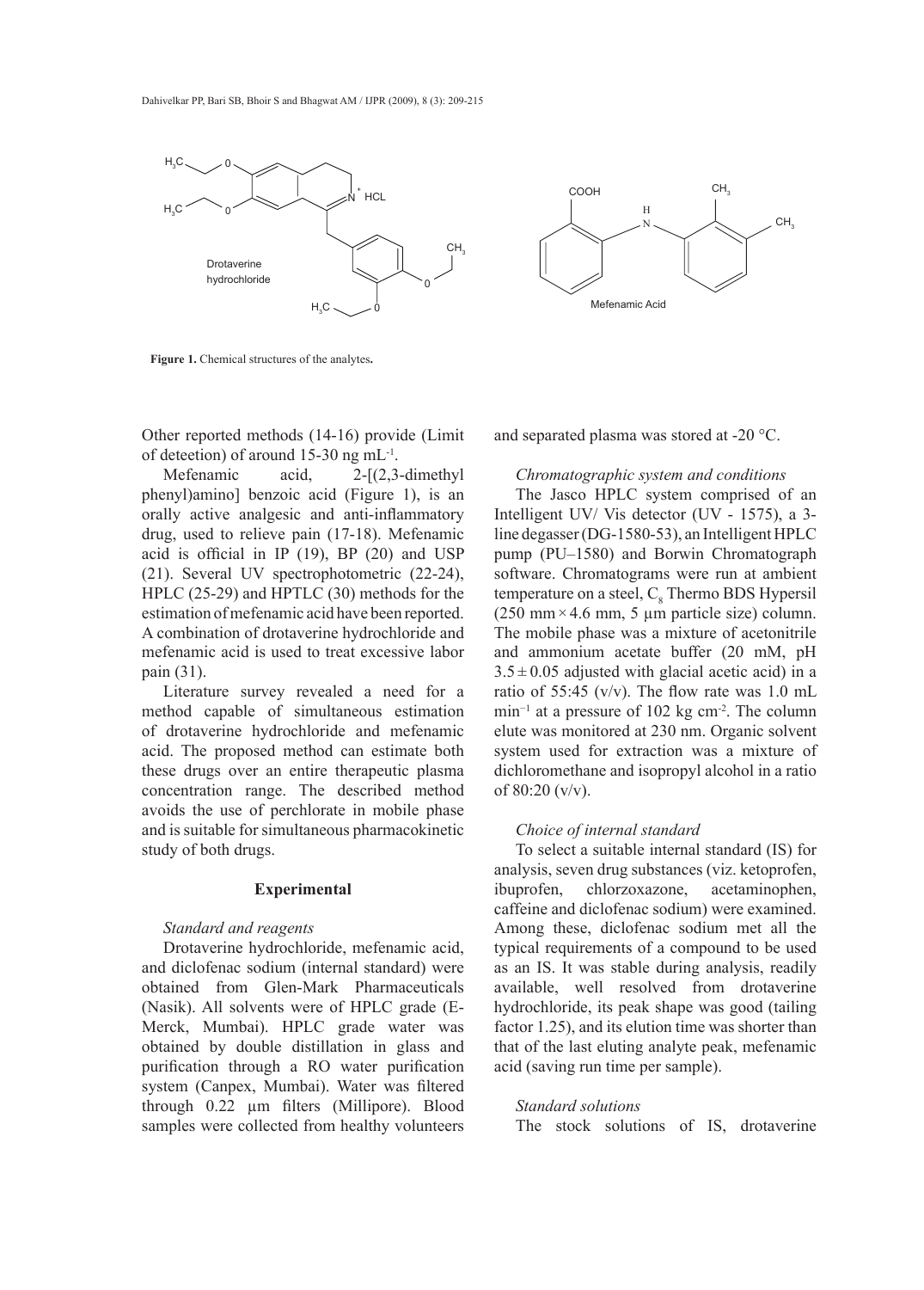**Figure 1.** Chemical structures of the analytes**.**

Other reported methods (14-16) provide (Limit of deteetion) of around 15-30 ng $mL^{-1}$.

Mefenamic acid, 2-[(2,3-dimethyl phenyl)amino] benzoic acid (Figure 1), is an orally active analgesic and anti-inflammatory drug, used to relieve pain (17-18). Mefenamic acid is official in IP (19), BP (20) and USP (21). Several UV spectrophotometric (22-24), HPLC (25-29) and HPTLC (30) methods for the estimation of mefenamic acid have been reported. A combination of drotaverine hydrochloride and mefenamic acid is used to treat excessive labor pain (31).

Literature survey revealed a need for a method capable of simultaneous estimation of drotaverine hydrochloride and mefenamic acid. The proposed method can estimate both these drugs over an entire therapeutic plasma concentration range. The described method avoids the use of perchlorate in mobile phase and is suitable for simultaneous pharmacokinetic study of both drugs.

## Experimental

### *Standard and reagents*

Drotaverine hydrochloride, mefenamic acid, and diclofenac sodium (internal standard) were obtained from Glen-Mark Pharmaceuticals (Nasik). All solvents were of HPLC grade (E-Merck, Mumbai). HPLC grade water was obtained by double distillation in glass and purification through a RO water purification system (Canpex, Mumbai). Water was filtered through 0.22 µm filters (Millipore). Blood samples were collected from healthy volunteers and separated plasma was stored at -20 °C.

### *Chromatographic system and conditions*

The Jasco HPLC system comprised of an Intelligent UV/ Vis detector (UV - 1575), a 3-line degasser (DG-1580-53), an Intelligent HPLC pump (PU–1580) and Borwin Chromatograph software. Chromatograms were run at ambient temperature on a steel, $C_8$ Thermo BDS Hypersil (250 mm × 4.6 mm, 5 µm particle size) column. The mobile phase was a mixture of acetonitrile and ammonium acetate buffer (20 mM, pH 3.5 ± 0.05 adjusted with glacial acetic acid) in a ratio of 55:45 (v/v). The flow rate was 1.0 mL $min^{-1}$ at a pressure of 102 kg $cm^{-2}$. The column elute was monitored at 230 nm. Organic solvent system used for extraction was a mixture of dichloromethane and isopropyl alcohol in a ratio of 80:20 (v/v).

### *Choice of internal standard*

To select a suitable internal standard (IS) for analysis, seven drug substances (viz. ketoprofen, ibuprofen, chlorzoxazone, acetaminophen, caffeine and diclofenac sodium) were examined. Among these, diclofenac sodium met all the typical requirements of a compound to be used as an IS. It was stable during analysis, readily available, well resolved from drotaverine hydrochloride, its peak shape was good (tailing factor 1.25), and its elution time was shorter than that of the last eluting analyte peak, mefenamic acid (saving run time per sample).

### *Standard solutions*

The stock solutions of IS, drotaverine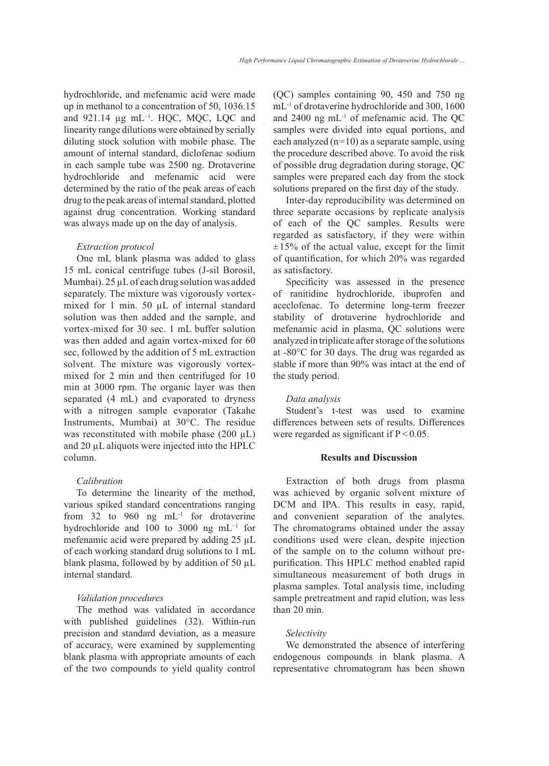hydrochloride, and mefenamic acid were made up in methanol to a concentration of 50, 1036.15 and 921.14 μg mL$^{-1}$. HQC, MQC, LQC and linearity range dilutions were obtained by serially diluting stock solution with mobile phase. The amount of internal standard, diclofenac sodium in each sample tube was 2500 ng. Drotaverine hydrochloride and mefenamic acid were determined by the ratio of the peak areas of each drug to the peak areas of internal standard, plotted against drug concentration. Working standard was always made up on the day of analysis.

### *Extraction protocol*

One mL blank plasma was added to glass 15 mL conical centrifuge tubes (J-sil Borosil, Mumbai). 25 μL of each drug solution was added separately. The mixture was vigorously vortex-mixed for 1 min. 50 μL of internal standard solution was then added and the sample, and vortex-mixed for 30 sec. 1 mL buffer solution was then added and again vortex-mixed for 60 sec, followed by the addition of 5 mL extraction solvent. The mixture was vigorously vortex-mixed for 2 min and then centrifuged for 10 min at 3000 rpm. The organic layer was then separated (4 mL) and evaporated to dryness with a nitrogen sample evaporator (Takahe Instruments, Mumbai) at 30°C. The residue was reconstituted with mobile phase (200 μL) and 20 μL aliquots were injected into the HPLC column.

### *Calibration*

To determine the linearity of the method, various spiked standard concentrations ranging from 32 to 960 ng mL$^{-1}$ for drotaverine hydrochloride and 100 to 3000 ng mL$^{-1}$ for mefenamic acid were prepared by adding 25 μL of each working standard drug solutions to 1 mL blank plasma, followed by by addition of 50 μL internal standard.

### *Validation procedures*

The method was validated in accordance with published guidelines (32). Within-run precision and standard deviation, as a measure of accuracy, were examined by supplementing blank plasma with appropriate amounts of each of the two compounds to yield quality control (QC) samples containing 90, 450 and 750 ng mL$^{-1}$ of drotaverine hydrochloride and 300, 1600 and 2400 ng mL$^{-1}$ of mefenamic acid. The QC samples were divided into equal portions, and each analyzed ($n=10$) as a separate sample, using the procedure described above. To avoid the risk of possible drug degradation during storage, QC samples were prepared each day from the stock solutions prepared on the first day of the study.

Inter-day reproducibility was determined on three separate occasions by replicate analysis of each of the QC samples. Results were regarded as satisfactory, if they were within ±15% of the actual value, except for the limit of quantification, for which 20% was regarded as satisfactory.

Specificity was assessed in the presence of ranitidine hydrochloride, ibuprofen and aceclofenac. To determine long-term freezer stability of drotaverine hydrochloride and mefenamic acid in plasma, QC solutions were analyzed in triplicate after storage of the solutions at -80°C for 30 days. The drug was regarded as stable if more than 90% was intact at the end of the study period.

### *Data analysis*

Student's t-test was used to examine differences between sets of results. Differences were regarded as significant if $P < 0.05$.

## Results and Discussion

Extraction of both drugs from plasma was achieved by organic solvent mixture of DCM and IPA. This results in easy, rapid, and convenient separation of the analytes. The chromatograms obtained under the assay conditions used were clean, despite injection of the sample on to the column without pre-purification. This HPLC method enabled rapid simultaneous measurement of both drugs in plasma samples. Total analysis time, including sample pretreatment and rapid elution, was less than 20 min.

### *Selectivity*

We demonstrated the absence of interfering endogenous compounds in blank plasma. A representative chromatogram has been shown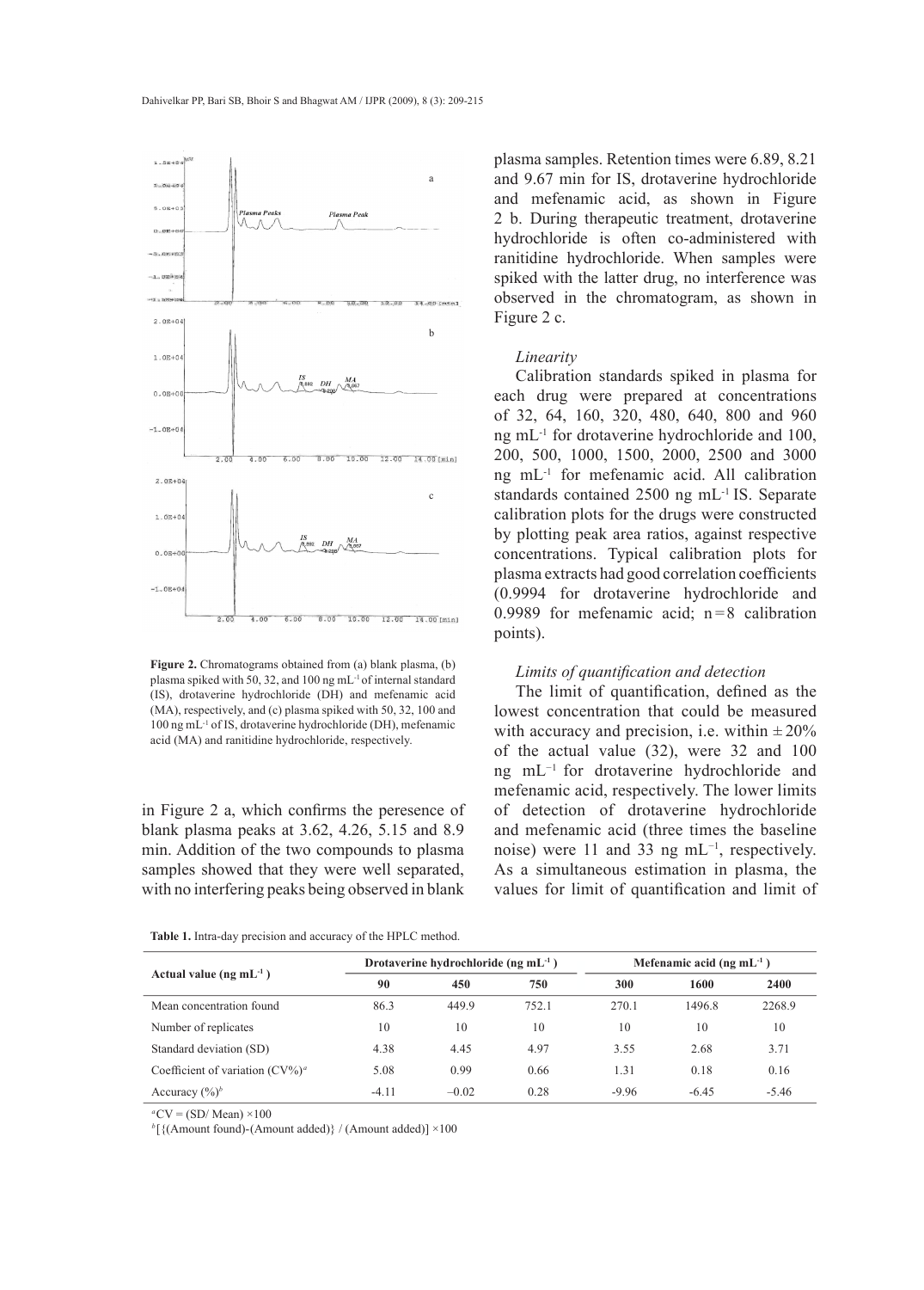Figure 2. Chromatograms obtained from (a) blank plasma, (b) plasma spiked with 50, 32, and 100 ng mL$^{-1}$ of internal standard (IS), drotaverine hydrochloride (DH) and mefenamic acid (MA), respectively, and (c) plasma spiked with 50, 32, 100 and 100 ng mL$^{-1}$ of IS, drotaverine hydrochloride (DH), mefenamic acid (MA) and ranitidine hydrochloride, respectively.

in Figure 2 a, which confirms the peresence of blank plasma peaks at 3.62, 4.26, 5.15 and 8.9 min. Addition of the two compounds to plasma samples showed that they were well separated, with no interfering peaks being observed in blank plasma samples. Retention times were 6.89, 8.21 and 9.67 min for IS, drotaverine hydrochloride and mefenamic acid, as shown in Figure 2 b. During therapeutic treatment, drotaverine hydrochloride is often co-administered with ranitidine hydrochloride. When samples were spiked with the latter drug, no interference was observed in the chromatogram, as shown in Figure 2 c.

*Linearity*

Calibration standards spiked in plasma for each drug were prepared at concentrations of 32, 64, 160, 320, 480, 640, 800 and 960 ng mL$^{-1}$ for drotaverine hydrochloride and 100, 200, 500, 1000, 1500, 2000, 2500 and 3000 ng mL$^{-1}$ for mefenamic acid. All calibration standards contained 2500 ng mL$^{-1}$ IS. Separate calibration plots for the drugs were constructed by plotting peak area ratios, against respective concentrations. Typical calibration plots for plasma extracts had good correlation coefficients (0.9994 for drotaverine hydrochloride and 0.9989 for mefenamic acid; n = 8 calibration points).

*Limits of quantification and detection*

The limit of quantification, defined as the lowest concentration that could be measured with accuracy and precision, i.e. within ± 20% of the actual value (32), were 32 and 100 ng mL$^{-1}$ for drotaverine hydrochloride and mefenamic acid, respectively. The lower limits of detection of drotaverine hydrochloride and mefenamic acid (three times the baseline noise) were 11 and 33 ng mL$^{-1}$, respectively. As a simultaneous estimation in plasma, the values for limit of quantification and limit of

Table 1. Intra-day precision and accuracy of the HPLC method.

| Actual value (ng mL$^{-1}$) | Drotaverine hydrochloride (ng mL$^{-1}$) | | | Mefenamic acid (ng mL$^{-1}$) | | |
|---|---|---|---|---|---|---|
| | 90 | 450 | 750 | 300 | 1600 | 2400 |
| Mean concentration found | 86.3 | 449.9 | 752.1 | 270.1 | 1496.8 | 2268.9 |
| Number of replicates | 10 | 10 | 10 | 10 | 10 | 10 |
| Standard deviation (SD) | 4.38 | 4.45 | 4.97 | 3.55 | 2.68 | 3.71 |
| Coefficient of variation (CV%)[a] | 5.08 | 0.99 | 0.66 | 1.31 | 0.18 | 0.16 |
| Accuracy (%)[b] | -4.11 | −0.02 | 0.28 | -9.96 | -6.45 | -5.46 |

[a]CV = (SD/ Mean) ×100

[b][{(Amount found)-(Amount added)} / (Amount added)] ×100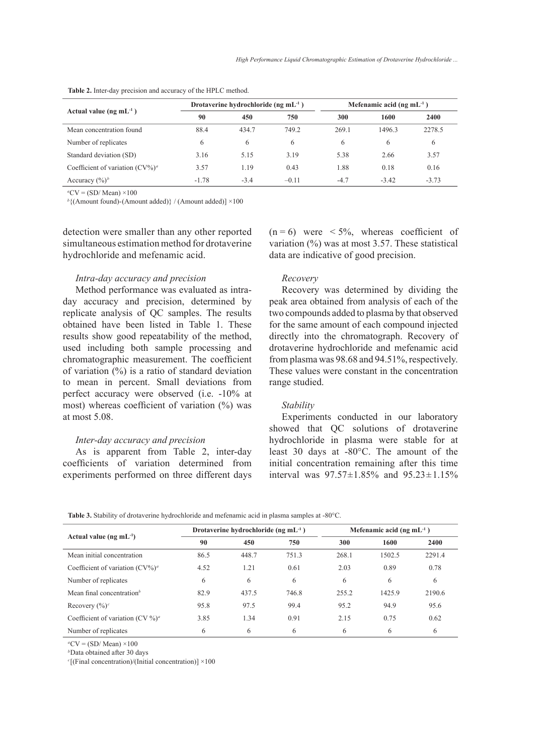**Table 2.** Inter-day precision and accuracy of the HPLC method.

| Actual value (ng mL$^{-1}$ ) | Drotaverine hydrochloride (ng mL$^{-1}$ ) | | | Mefenamic acid (ng mL$^{-1}$ ) | | |
|---|---|---|---|---|---|---|
| | 90 | 450 | 750 | 300 | 1600 | 2400 |
| Mean concentration found | 88.4 | 434.7 | 749.2 | 269.1 | 1496.3 | 2278.5 |
| Number of replicates | 6 | 6 | 6 | 6 | 6 | 6 |
| Standard deviation (SD) | 3.16 | 5.15 | 3.19 | 5.38 | 2.66 | 3.57 |
| Coefficient of variation (CV%)[a] | 3.57 | 1.19 | 0.43 | 1.88 | 0.18 | 0.16 |
| Accuracy (%)[b] | -1.78 | -3.4 | –0.11 | -4.7 | -3.42 | -3.73 |

[a]CV = (SD/ Mean) ×100

[b]{(Amount found)-(Amount added)} / (Amount added)] ×100

detection were smaller than any other reported simultaneous estimation method for drotaverine hydrochloride and mefenamic acid.

*Intra-day accuracy and precision*

Method performance was evaluated as intra-day accuracy and precision, determined by replicate analysis of QC samples. The results obtained have been listed in Table 1. These results show good repeatability of the method, used including both sample processing and chromatographic measurement. The coefficient of variation (%) is a ratio of standard deviation to mean in percent. Small deviations from perfect accuracy were observed (i.e. -10% at most) whereas coefficient of variation (%) was at most 5.08.

*Inter-day accuracy and precision*

As is apparent from Table 2, inter-day coefficients of variation determined from experiments performed on three different days ($n = 6$) were $< 5\%$, whereas coefficient of variation (%) was at most 3.57. These statistical data are indicative of good precision.

*Recovery*

Recovery was determined by dividing the peak area obtained from analysis of each of the two compounds added to plasma by that observed for the same amount of each compound injected directly into the chromatograph. Recovery of drotaverine hydrochloride and mefenamic acid from plasma was 98.68 and 94.51%, respectively. These values were constant in the concentration range studied.

*Stability*

Experiments conducted in our laboratory showed that QC solutions of drotaverine hydrochloride in plasma were stable for at least 30 days at -80°C. The amount of the initial concentration remaining after this time interval was 97.57±1.85% and 95.23±1.15%

**Table 3.** Stability of drotaverine hydrochloride and mefenamic acid in plasma samples at -80°C.

| Actual value (ng mL$^{-1}$) | Drotaverine hydrochloride (ng mL$^{-1}$ ) | | | Mefenamic acid (ng mL$^{-1}$ ) | | |
|---|---|---|---|---|---|---|
| | 90 | 450 | 750 | 300 | 1600 | 2400 |
| Mean initial concentration | 86.5 | 448.7 | 751.3 | 268.1 | 1502.5 | 2291.4 |
| Coefficient of variation (CV%)[a] | 4.52 | 1.21 | 0.61 | 2.03 | 0.89 | 0.78 |
| Number of replicates | 6 | 6 | 6 | 6 | 6 | 6 |
| Mean final concentration[b] | 82.9 | 437.5 | 746.8 | 255.2 | 1425.9 | 2190.6 |
| Recovery (%)[c] | 95.8 | 97.5 | 99.4 | 95.2 | 94.9 | 95.6 |
| Coefficient of variation (CV %)[a] | 3.85 | 1.34 | 0.91 | 2.15 | 0.75 | 0.62 |
| Number of replicates | 6 | 6 | 6 | 6 | 6 | 6 |

[a]CV = (SD/ Mean) ×100

[b]Data obtained after 30 days

[c][(Final concentration)/(Initial concentration)] ×100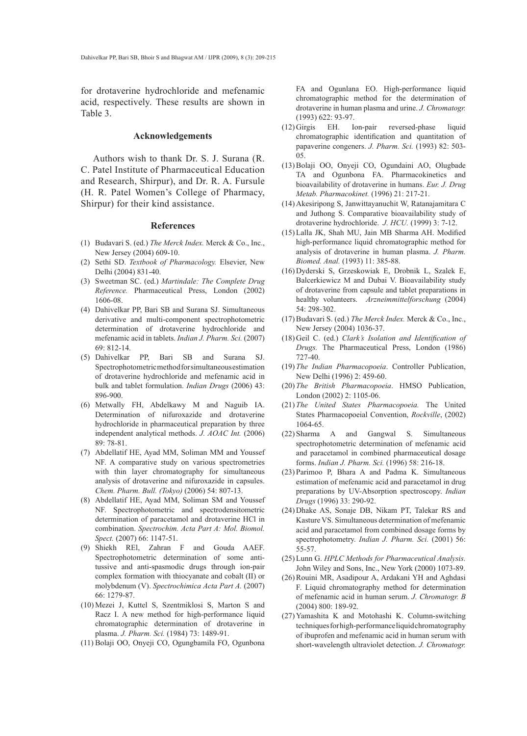for drotaverine hydrochloride and mefenamic acid, respectively. These results are shown in Table 3.

## Acknowledgements

Authors wish to thank Dr. S. J. Surana (R. C. Patel Institute of Pharmaceutical Education and Research, Shirpur), and Dr. R. A. Fursule (H. R. Patel Women's College of Pharmacy, Shirpur) for their kind assistance.

## References

(1) Budavari S. (ed.) *The Merck Index.* Merck & Co., Inc., New Jersey (2004) 609-10.

(2) Sethi SD. *Textbook of Pharmacology.* Elsevier, New Delhi (2004) 831-40.

(3) Sweetman SC. (ed.) *Martindale: The Complete Drug Reference.* Pharmaceutical Press, London (2002) 1606-08.

(4) Dahivelkar PP, Bari SB and Surana SJ. Simultaneous derivative and multi-component spectrophotometric determination of drotaverine hydrochloride and mefenamic acid in tablets. *Indian J. Pharm. Sci.* (2007) 69: 812-14.

(5) Dahivelkar PP, Bari SB and Surana SJ. Spectrophotometric method for simultaneous estimation of drotaverine hydrochloride and mefenamic acid in bulk and tablet formulation. *Indian Drugs* (2006) 43: 896-900.

(6) Metwally FH, Abdelkawy M and Naguib IA. Determination of nifuroxazide and drotaverine hydrochloride in pharmaceutical preparation by three independent analytical methods. *J. AOAC Int.* (2006) 89: 78-81.

(7) Abdellatif HE, Ayad MM, Soliman MM and Youssef NF. A comparative study on various spectrometries with thin layer chromatography for simultaneous analysis of drotaverine and nifuroxazide in capsules. *Chem. Pharm. Bull. (Tokyo)* (2006) 54: 807-13.

(8) Abdellatif HE, Ayad MM, Soliman SM and Youssef NF. Spectrophotometric and spectrodensitometric determination of paracetamol and drotaverine HCl in combination. *Spectrochim. Acta Part A: Mol. Biomol. Spect.* (2007) 66: 1147-51.

(9) Shiekh REl, Zahran F and Gouda AAEF. Spectrophotometric determination of some anti-tussive and anti-spasmodic drugs through ion-pair complex formation with thiocyanate and cobalt (II) or molybdenum (V). *Spectrochimica Acta Part A.* (2007) 66: 1279-87.

(10) Mezei J, Kuttel S, Szentmiklosi S, Marton S and Racz I. A new method for high-performance liquid chromatographic determination of drotaverine in plasma. *J. Pharm. Sci.* (1984) 73: 1489-91.

(11) Bolaji OO, Onyeji CO, Ogungbamila FO, Ogunbona FA and Ogunlana EO. High-performance liquid chromatographic method for the determination of drotaverine in human plasma and urine. *J. Chromatogr.* (1993) 622: 93-97.

(12) Girgis EH. Ion-pair reversed-phase liquid chromatographic identification and quantitation of papaverine congeners. *J. Pharm. Sci.* (1993) 82: 503-05.

(13) Bolaji OO, Onyeji CO, Ogundaini AO, Olugbade TA and Ogunbona FA. Pharmacokinetics and bioavailability of drotaverine in humans. *Eur. J. Drug Metab. Pharmacokinet.* (1996) 21: 217-21.

(14) Akesiripong S, Janwittayanuchit W, Ratanajamitara C and Juthong S. Comparative bioavailability study of drotaverine hydrochloride. *J. HCU.* (1999) 3: 7-12.

(15) Lalla JK, Shah MU, Jain MB Sharma AH. Modified high-performance liquid chromatographic method for analysis of drotaverine in human plasma. *J. Pharm. Biomed. Anal.* (1993) 11: 385-88.

(16) Dyderski S, Grzeskowiak E, Drobnik L, Szalek E, Balcerkiewicz M and Dubai V. Bioavailability study of drotaverine from capsule and tablet preparations in healthy volunteers. *Arzneimmittelforschung* (2004) 54: 298-302.

(17) Budavari S. (ed.) *The Merck Index.* Merck & Co., Inc., New Jersey (2004) 1036-37.

(18) Geil C. (ed.) *Clark's Isolation and Identification of Drugs.* The Pharmaceutical Press, London (1986) 727-40.

(19) *The Indian Pharmacopoeia*. Controller Publication, New Delhi (1996) 2: 459-60.

(20) *The British Pharmacopoeia*. HMSO Publication, London (2002) 2: 1105-06.

(21) *The United States Pharmacopoeia.* The United States Pharmacopoeial Convention, *Rockville*, (2002) 1064-65.

(22) Sharma A and Gangwal S. Simultaneous spectrophotometric determination of mefenamic acid and paracetamol in combined pharmaceutical dosage forms. *Indian J. Pharm. Sci.* (1996) 58: 216-18.

(23) Parimoo P, Bhara A and Padma K. Simultaneous estimation of mefenamic acid and paracetamol in drug preparations by UV-Absorption spectroscopy. *Indian Drugs* (1996) 33: 290-92.

(24) Dhake AS, Sonaje DB, Nikam PT, Talekar RS and Kasture VS. Simultaneous determination of mefenamic acid and paracetamol from combined dosage forms by spectrophotometry. *Indian J. Pharm. Sci.* (2001) 56: 55-57.

(25) Lunn G. *HPLC Methods for Pharmaceutical Analysis.* John Wiley and Sons, Inc., New York (2000) 1073-89.

(26) Rouini MR, Asadipour A, Ardakani YH and Aghdasi F. Liquid chromatography method for determination of mefenamic acid in human serum. *J. Chromatogr. B* (2004) 800: 189-92.

(27) Yamashita K and Motohashi K. Column-switching techniques for high-performance liquid chromatography of ibuprofen and mefenamic acid in human serum with short-wavelength ultraviolet detection. *J. Chromatogr.*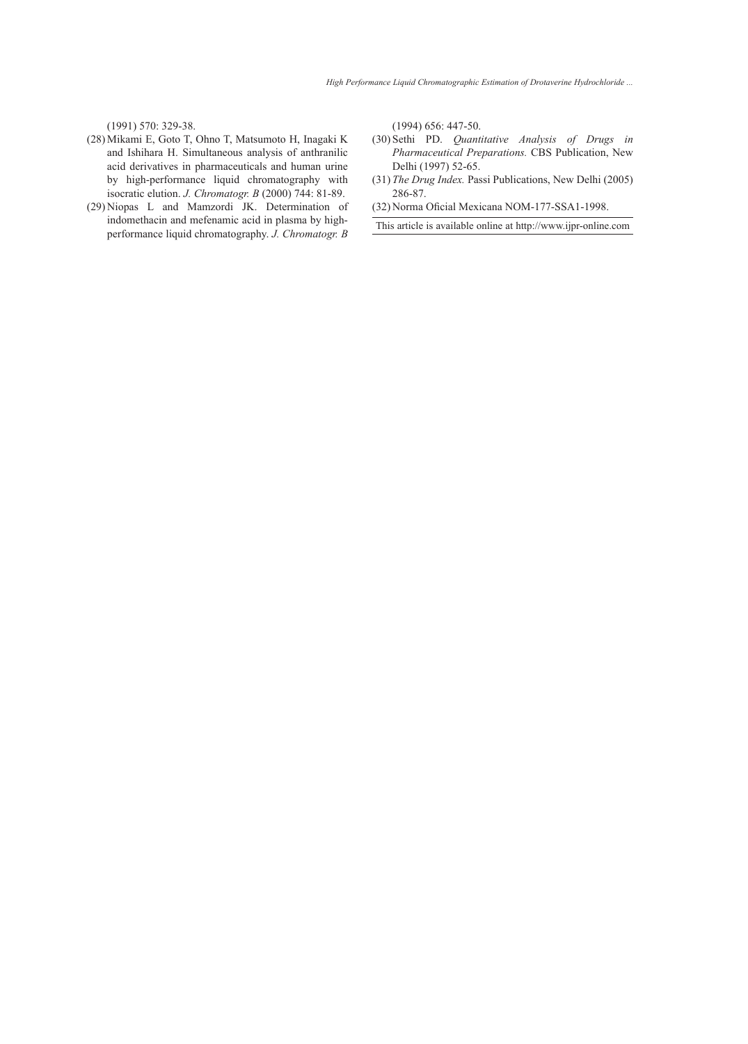(1991) 570: 329-38.

(28) Mikami E, Goto T, Ohno T, Matsumoto H, Inagaki K and Ishihara H. Simultaneous analysis of anthranilic acid derivatives in pharmaceuticals and human urine by high-performance liquid chromatography with isocratic elution. *J. Chromatogr. B* (2000) 744: 81-89.

(29) Niopas L and Mamzordi JK. Determination of indomethacin and mefenamic acid in plasma by high-performance liquid chromatography. *J. Chromatogr. B* (1994) 656: 447-50.

(30) Sethi PD. *Quantitative Analysis of Drugs in Pharmaceutical Preparations.* CBS Publication, New Delhi (1997) 52-65.

(31) *The Drug Index.* Passi Publications, New Delhi (2005) 286-87.

(32) Norma Oficial Mexicana NOM-177-SSA1-1998.

This article is available online at http://www.ijpr-online.com